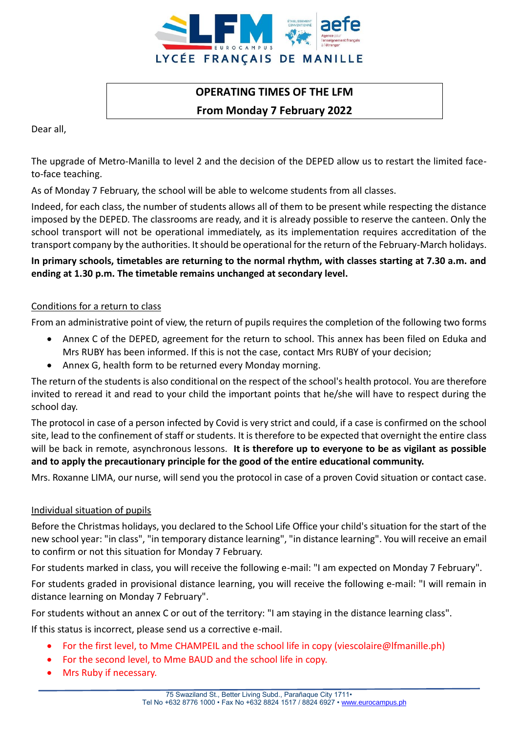LYCÉE FRANÇAIS DE MANILLE

# OPERATING TIMES OF THE LFM
## From Monday 7 February 2022

Dear all,

The upgrade of Metro-Manilla to level 2 and the decision of the DEPED allow us to restart the limited face-to-face teaching.

As of Monday 7 February, the school will be able to welcome students from all classes.

Indeed, for each class, the number of students allows all of them to be present while respecting the distance imposed by the DEPED. The classrooms are ready, and it is already possible to reserve the canteen. Only the school transport will not be operational immediately, as its implementation requires accreditation of the transport company by the authorities. It should be operational for the return of the February-March holidays.

**In primary schools, timetables are returning to the normal rhythm, with classes starting at 7.30 a.m. and ending at 1.30 p.m. The timetable remains unchanged at secondary level.**

### Conditions for a return to class

From an administrative point of view, the return of pupils requires the completion of the following two forms

- Annex C of the DEPED, agreement for the return to school. This annex has been filed on Eduka and Mrs RUBY has been informed. If this is not the case, contact Mrs RUBY of your decision;
- Annex G, health form to be returned every Monday morning.

The return of the students is also conditional on the respect of the school's health protocol. You are therefore invited to reread it and read to your child the important points that he/she will have to respect during the school day.

The protocol in case of a person infected by Covid is very strict and could, if a case is confirmed on the school site, lead to the confinement of staff or students. It is therefore to be expected that overnight the entire class will be back in remote, asynchronous lessons. **It is therefore up to everyone to be as vigilant as possible and to apply the precautionary principle for the good of the entire educational community.**

Mrs. Roxanne LIMA, our nurse, will send you the protocol in case of a proven Covid situation or contact case.

### Individual situation of pupils

Before the Christmas holidays, you declared to the School Life Office your child's situation for the start of the new school year: "in class", "in temporary distance learning", "in distance learning". You will receive an email to confirm or not this situation for Monday 7 February.

For students marked in class, you will receive the following e-mail: "I am expected on Monday 7 February".

For students graded in provisional distance learning, you will receive the following e-mail: "I will remain in distance learning on Monday 7 February".

For students without an annex C or out of the territory: "I am staying in the distance learning class".

If this status is incorrect, please send us a corrective e-mail.

- For the first level, to Mme CHAMPEIL and the school life in copy (viescolaire@lfmanille.ph)
- For the second level, to Mme BAUD and the school life in copy.
- Mrs Ruby if necessary.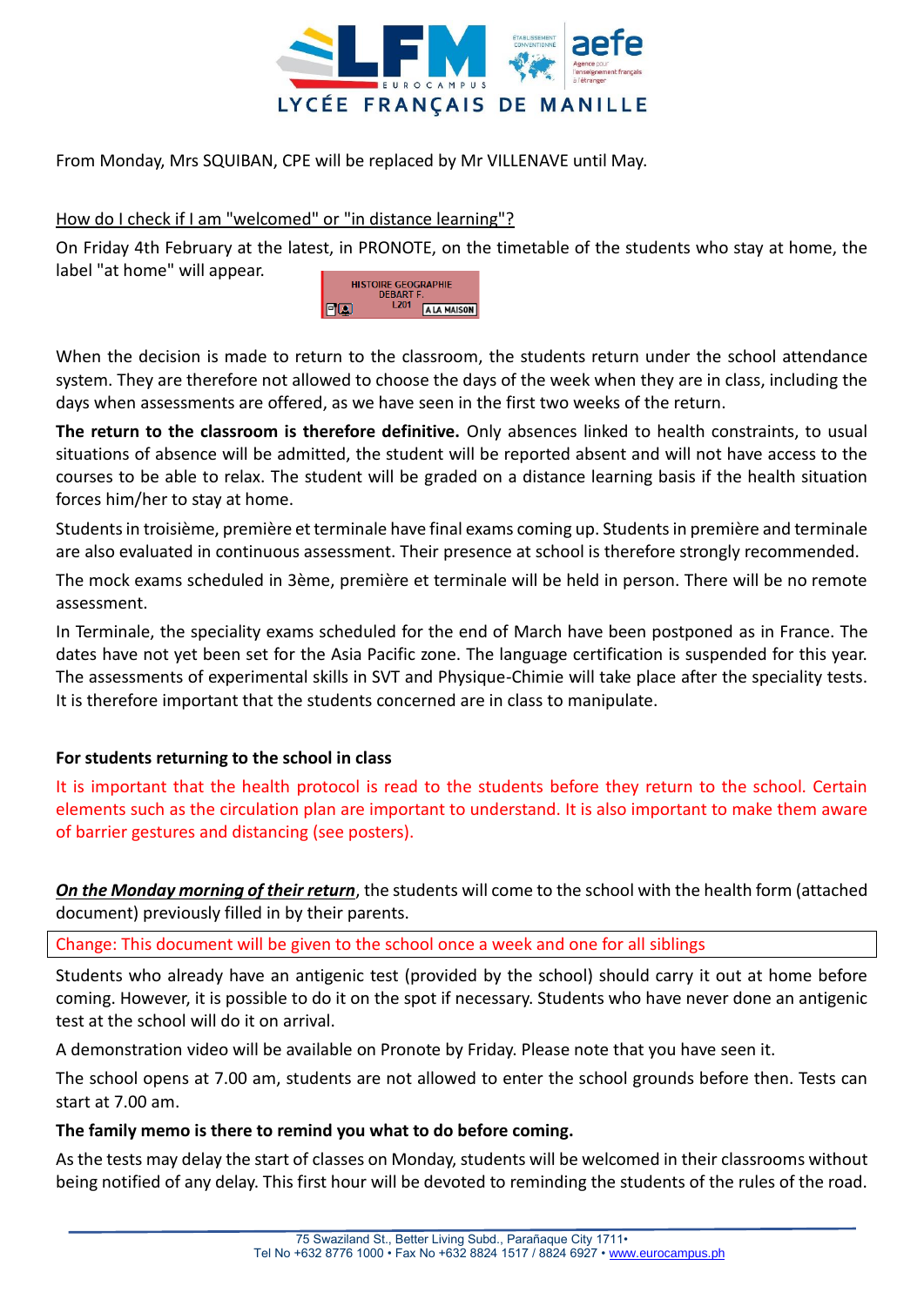From Monday, Mrs SQUIBAN, CPE will be replaced by Mr VILLENAVE until May.

How do I check if I am "welcomed" or "in distance learning"?

On Friday 4th February at the latest, in PRONOTE, on the timetable of the students who stay at home, the label "at home" will appear.

HISTOIRE GEOGRAPHIE
DEBART F.
L201 A LA MAISON

When the decision is made to return to the classroom, the students return under the school attendance system. They are therefore not allowed to choose the days of the week when they are in class, including the days when assessments are offered, as we have seen in the first two weeks of the return.

**The return to the classroom is therefore definitive.** Only absences linked to health constraints, to usual situations of absence will be admitted, the student will be reported absent and will not have access to the courses to be able to relax. The student will be graded on a distance learning basis if the health situation forces him/her to stay at home.

Students in troisième, première et terminale have final exams coming up. Students in première and terminale are also evaluated in continuous assessment. Their presence at school is therefore strongly recommended.

The mock exams scheduled in 3ème, première et terminale will be held in person. There will be no remote assessment.

In Terminale, the speciality exams scheduled for the end of March have been postponed as in France. The dates have not yet been set for the Asia Pacific zone. The language certification is suspended for this year. The assessments of experimental skills in SVT and Physique-Chimie will take place after the speciality tests. It is therefore important that the students concerned are in class to manipulate.

**For students returning to the school in class**

It is important that the health protocol is read to the students before they return to the school. Certain elements such as the circulation plan are important to understand. It is also important to make them aware of barrier gestures and distancing (see posters).

***On the Monday morning of their return***, the students will come to the school with the health form (attached document) previously filled in by their parents.

Change: This document will be given to the school once a week and one for all siblings

Students who already have an antigenic test (provided by the school) should carry it out at home before coming. However, it is possible to do it on the spot if necessary. Students who have never done an antigenic test at the school will do it on arrival.

A demonstration video will be available on Pronote by Friday. Please note that you have seen it.

The school opens at 7.00 am, students are not allowed to enter the school grounds before then. Tests can start at 7.00 am.

**The family memo is there to remind you what to do before coming.**

As the tests may delay the start of classes on Monday, students will be welcomed in their classrooms without being notified of any delay. This first hour will be devoted to reminding the students of the rules of the road.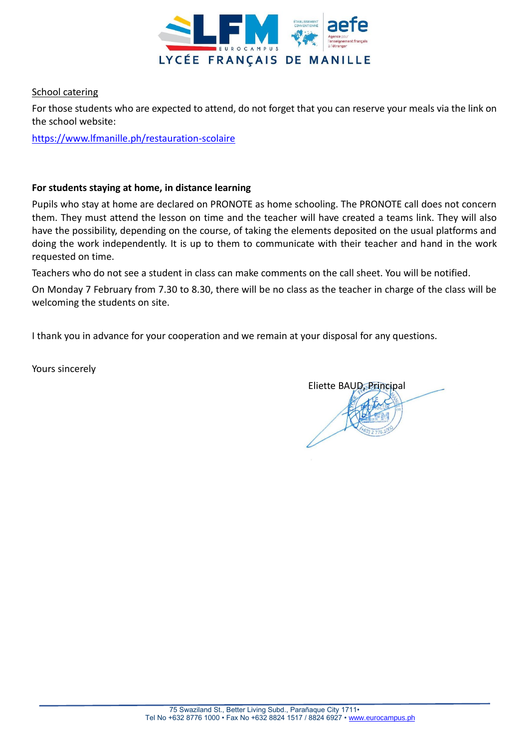School catering

For those students who are expected to attend, do not forget that you can reserve your meals via the link on the school website:

https://www.lfmanille.ph/restauration-scolaire

**For students staying at home, in distance learning**

Pupils who stay at home are declared on PRONOTE as home schooling. The PRONOTE call does not concern them. They must attend the lesson on time and the teacher will have created a teams link. They will also have the possibility, depending on the course, of taking the elements deposited on the usual platforms and doing the work independently. It is up to them to communicate with their teacher and hand in the work requested on time.

Teachers who do not see a student in class can make comments on the call sheet. You will be notified.

On Monday 7 February from 7.30 to 8.30, there will be no class as the teacher in charge of the class will be welcoming the students on site.

I thank you in advance for your cooperation and we remain at your disposal for any questions.

Yours sincerely

Eliette BAUD, Principal